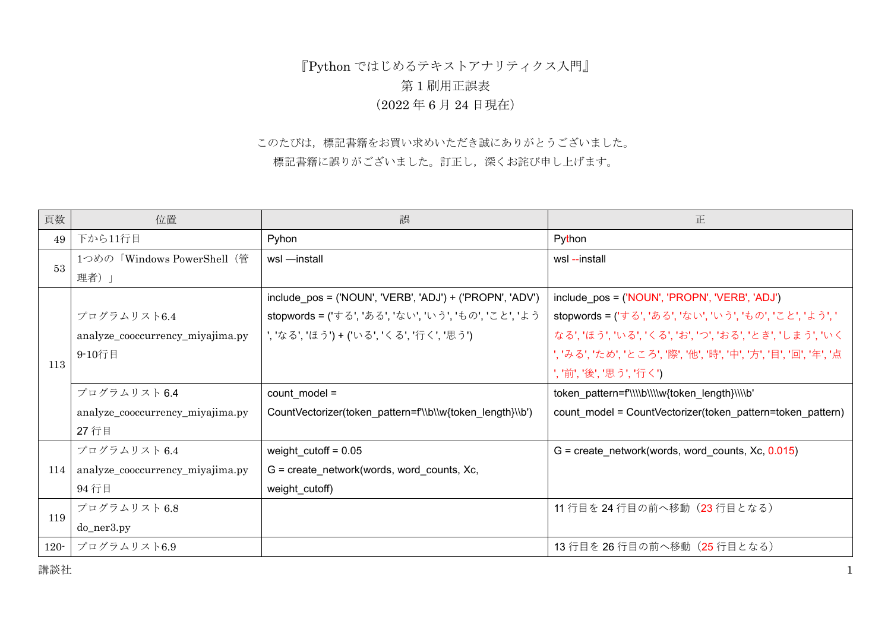『Pythonではじめるテキストアナリティクス入門』

第1刷用正誤表

（2022年6月24日現在）

このたびは，標記書籍をお買い求めいただき誠にありがとうございました。

標記書籍に誤りがございました。訂正し，深くお詫び申し上げます。

| 頁数 | 位置 | 誤 | 正 |
|---|---|---|---|
| 49 | 下から11行目 | Pyhon | Python |
| 53 | 1つめの「Windows PowerShell（管理者）」 | wsl —install | wsl --install |
| 113 | プログラムリスト6.4 analyze_cooccurrency_miyajima.py 9-10行目 | include_pos = ('NOUN', 'VERB', 'ADJ') + ('PROPN', 'ADV') stopwords = ('する', 'ある', 'ない', 'いう', 'もの', 'こと', 'よう', 'なる', 'ほう') + ('いる', 'くる', '行く', '思う') | include_pos = ('NOUN', 'PROPN', 'VERB', 'ADJ') stopwords = ('する', 'ある', 'ない', 'いう', 'もの', 'こと', 'よう', 'なる', 'ほう', 'いる', 'くる', 'お', 'つ', 'おる', 'とき', 'しまう', 'いく', 'みる', 'ため', 'ところ', '際', '他', '時', '中', '方', '目', '回', '年', '点', '前', '後', '思う', '行く') |
| | プログラムリスト 6.4 analyze_cooccurrency_miyajima.py 27 行目 | count_model = CountVectorizer(token_pattern=f'\\b\\w{token_length}\\b') | token_pattern=f'\\\\b\\\\w{token_length}\\\\b' count_model = CountVectorizer(token_pattern=token_pattern) |
| 114 | プログラムリスト 6.4 analyze_cooccurrency_miyajima.py 94 行目 | weight_cutoff = 0.05 G = create_network(words, word_counts, Xc, weight_cutoff) | G = create_network(words, word_counts, Xc, 0.015) |
| 119 | プログラムリスト 6.8 do_ner3.py | | 11 行目を 24 行目の前へ移動（23 行目となる） |
| 120- | プログラムリスト6.9 | | 13 行目を 26 行目の前へ移動（25 行目となる） |

講談社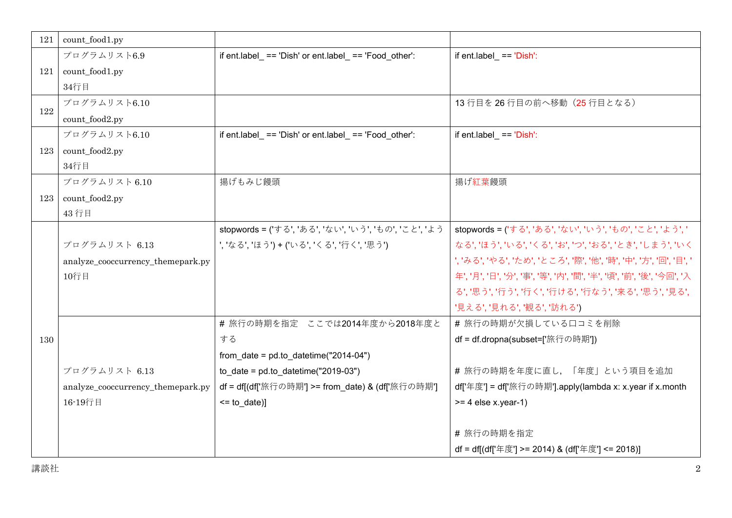| 121 | count_food1.py | | |
|---|---|---|---|
| 121 | プログラムリスト6.9<br>count_food1.py<br>34行目 | if ent.label_ == 'Dish' or ent.label_ == 'Food_other': | if ent.label_ == 'Dish': |
| 122 | プログラムリスト6.10<br>count_food2.py | | 13 行目を 26 行目の前へ移動（25 行目となる） |
| 123 | プログラムリスト6.10<br>count_food2.py<br>34行目 | if ent.label_ == 'Dish' or ent.label_ == 'Food_other': | if ent.label_ == 'Dish': |
| 123 | プログラムリスト 6.10<br>count_food2.py<br>43 行目 | 揚げもみじ饅頭 | 揚げ紅葉饅頭 |
| 130 | プログラムリスト 6.13<br>analyze_cooccurrency_themepark.py<br>10行目 | stopwords = ('する', 'ある', 'ない', 'いう', 'もの', 'こと', 'よう', 'なる', 'ほう') + ('いる', 'くる', '行く', '思う') | stopwords = ('する', 'ある', 'ない', 'いう', 'もの', 'こと', 'よう', 'なる', 'ほう', 'いる', 'くる', 'お', 'つ', 'おる', 'とき', 'しまう', 'いく', 'みる', 'やる', 'ため', 'ところ', '際', '他', '時', '中', '方', '回', '目', '年', '月', '日', '分', '事', '等', '内', '間', '半', '頃', '前', '後', '今回', '入る', '思う', '行う', '行く', '行ける', '行なう', '来る', '思う', '見る', '見える', '見れる', '観る', '訪れる') |
| | プログラムリスト 6.13<br>analyze_cooccurrency_themepark.py<br>16-19行目 | # 旅行の時期を指定　ここでは2014年度から2018年度とする<br>from_date = pd.to_datetime("2014-04")<br>to_date = pd.to_datetime("2019-03")<br>df = df[(df['旅行の時期'] >= from_date) & (df['旅行の時期'] <= to_date)] | # 旅行の時期が欠損している口コミを削除<br>df = df.dropna(subset=['旅行の時期'])<br><br># 旅行の時期を年度に直し，「年度」という項目を追加<br>df['年度'] = df['旅行の時期'].apply(lambda x: x.year if x.month >= 4 else x.year-1)<br><br># 旅行の時期を指定<br>df = df[(df['年度'] >= 2014) & (df['年度'] <= 2018)] |

講談社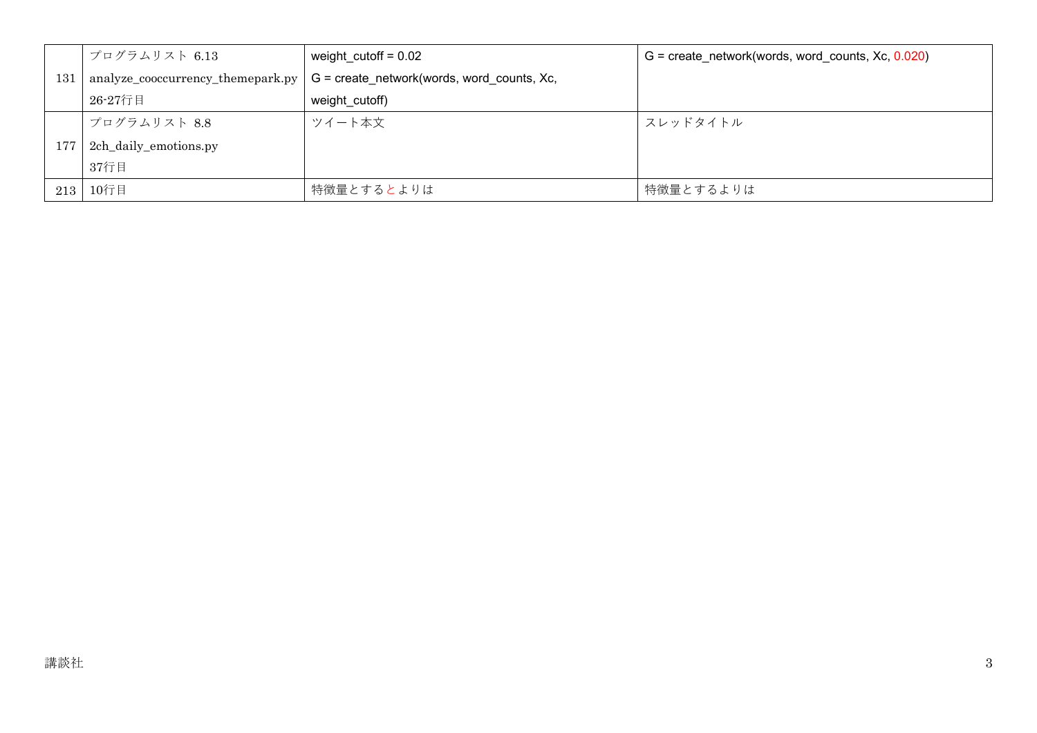| | | | |
|---|---|---|---|
| 131 | プログラムリスト 6.13<br>analyze_cooccurrency_themepark.py<br>26-27行目 | weight_cutoff = 0.02<br>G = create_network(words, word_counts, Xc,<br>weight_cutoff) | G = create_network(words, word_counts, Xc, 0.020) |
| 177 | プログラムリスト 8.8<br>2ch_daily_emotions.py<br>37行目 | ツイート本文 | スレッドタイトル |
| 213 | 10行目 | 特徴量とするとよりは | 特徴量とするよりは |

講談社